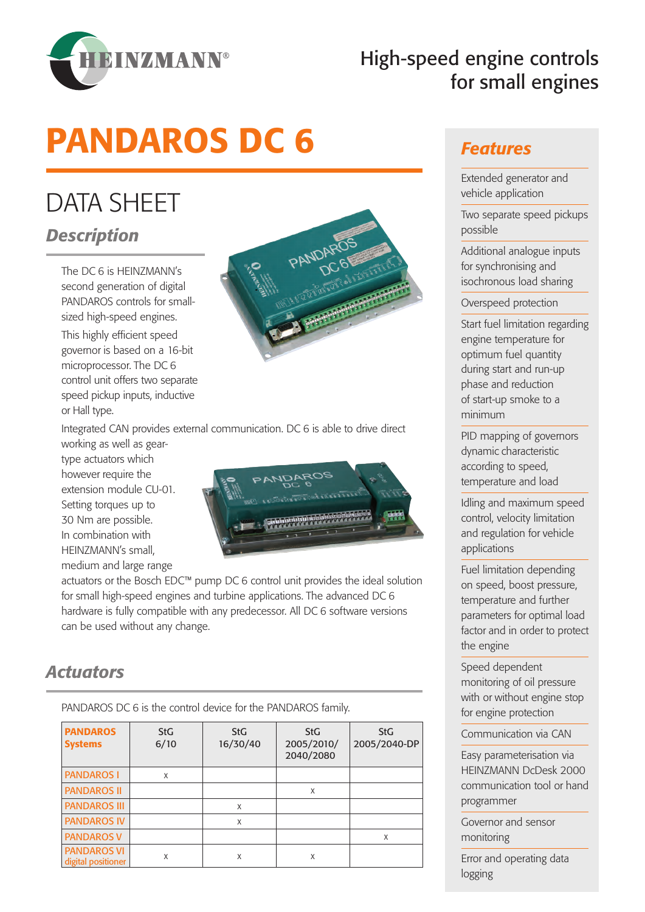# PANDAROS DC 6

High-speed engine controls for small engines

## DATA SHEET

### Description

The DC 6 is HEINZMANN's second generation of digital PANDAROS controls for small-sized high-speed engines.

This highly efficient speed governor is based on a 16-bit microprocessor. The DC 6 control unit offers two separate speed pickup inputs, inductive or Hall type.

Integrated CAN provides external communication. DC 6 is able to drive direct working as well as gear-type actuators which however require the extension module CU-01. Setting torques up to 30 Nm are possible. In combination with HEINZMANN's small, medium and large range actuators or the Bosch EDC™ pump DC 6 control unit provides the ideal solution for small high-speed engines and turbine applications. The advanced DC 6 hardware is fully compatible with any predecessor. All DC 6 software versions can be used without any change.

### Actuators

PANDAROS DC 6 is the control device for the PANDAROS family.

| PANDAROS Systems | StG 6/10 | StG 16/30/40 | StG 2005/2010/ 2040/2080 | StG 2005/2040-DP |
|---|---|---|---|---|
| PANDAROS I | x | | | |
| PANDAROS II | | | x | |
| PANDAROS III | | x | | |
| PANDAROS IV | | x | | |
| PANDAROS V | | | | x |
| PANDAROS VI digital positioner | x | x | x | |

### Features

- Extended generator and vehicle application
- Two separate speed pickups possible
- Additional analogue inputs for synchronising and isochronous load sharing
- Overspeed protection
- Start fuel limitation regarding engine temperature for optimum fuel quantity during start and run-up phase and reduction of start-up smoke to a minimum
- PID mapping of governors dynamic characteristic according to speed, temperature and load
- Idling and maximum speed control, velocity limitation and regulation for vehicle applications
- Fuel limitation depending on speed, boost pressure, temperature and further parameters for optimal load factor and in order to protect the engine
- Speed dependent monitoring of oil pressure with or without engine stop for engine protection
- Communication via CAN
- Easy parameterisation via HEINZMANN DcDesk 2000 communication tool or hand programmer
- Governor and sensor monitoring
- Error and operating data logging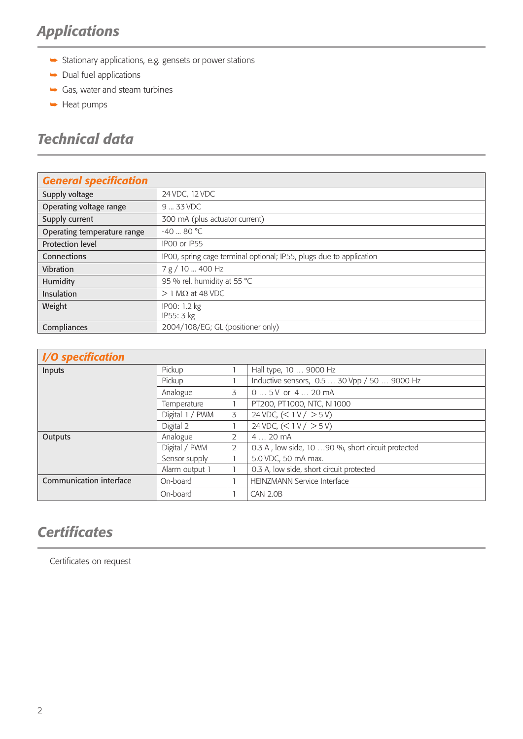## Applications

- Stationary applications, e.g. gensets or power stations
- Dual fuel applications
- Gas, water and steam turbines
- Heat pumps

## Technical data

| General specification | |
|---|---|
| Supply voltage | 24 VDC, 12 VDC |
| Operating voltage range | 9 ... 33 VDC |
| Supply current | 300 mA (plus actuator current) |
| Operating temperature range | -40 ... 80 °C |
| Protection level | IP00 or IP55 |
| Connections | IP00, spring cage terminal optional; IP55, plugs due to application |
| Vibration | 7 g / 10 ... 400 Hz |
| Humidity | 95 % rel. humidity at 55 °C |
| Insulation | > 1 MΩ at 48 VDC |
| Weight | IP00: 1.2 kg<br>IP55: 3 kg |
| Compliances | 2004/108/EG; GL (positioner only) |

| I/O specification | | | |
|---|---|---|---|
| Inputs | Pickup | 1 | Hall type, 10 … 9000 Hz |
| | Pickup | 1 | Inductive sensors, 0.5 … 30 Vpp / 50 … 9000 Hz |
| | Analogue | 3 | 0 … 5 V or 4 … 20 mA |
| | Temperature | 1 | PT200, PT1000, NTC, NI1000 |
| | Digital 1 / PWM | 3 | 24 VDC, (< 1 V / > 5 V) |
| | Digital 2 | 1 | 24 VDC, (< 1 V / > 5 V) |
| Outputs | Analogue | 2 | 4 … 20 mA |
| | Digital / PWM | 2 | 0.3 A , low side, 10 …90 %, short circuit protected |
| | Sensor supply | 1 | 5.0 VDC, 50 mA max. |
| | Alarm output 1 | 1 | 0.3 A, low side, short circuit protected |
| Communication interface | On-board | 1 | HEINZMANN Service Interface |
| | On-board | 1 | CAN 2.0B |

## Certificates

Certificates on request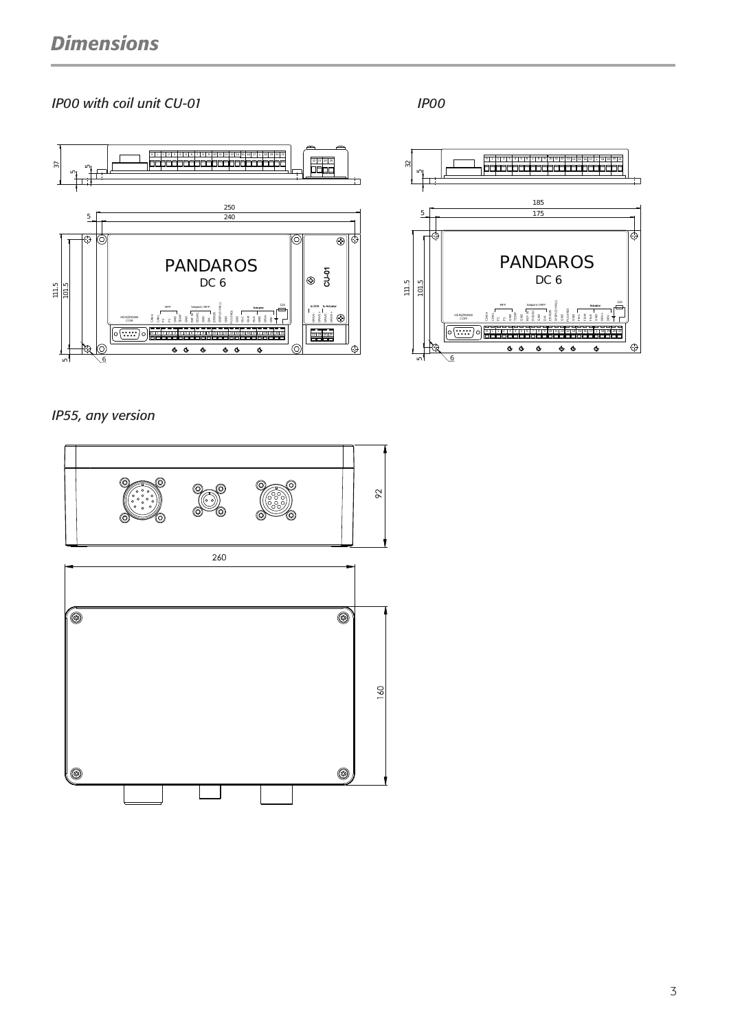# Dimensions

*IP00 with coil unit CU-01*

*IP00*

*IP55, any version*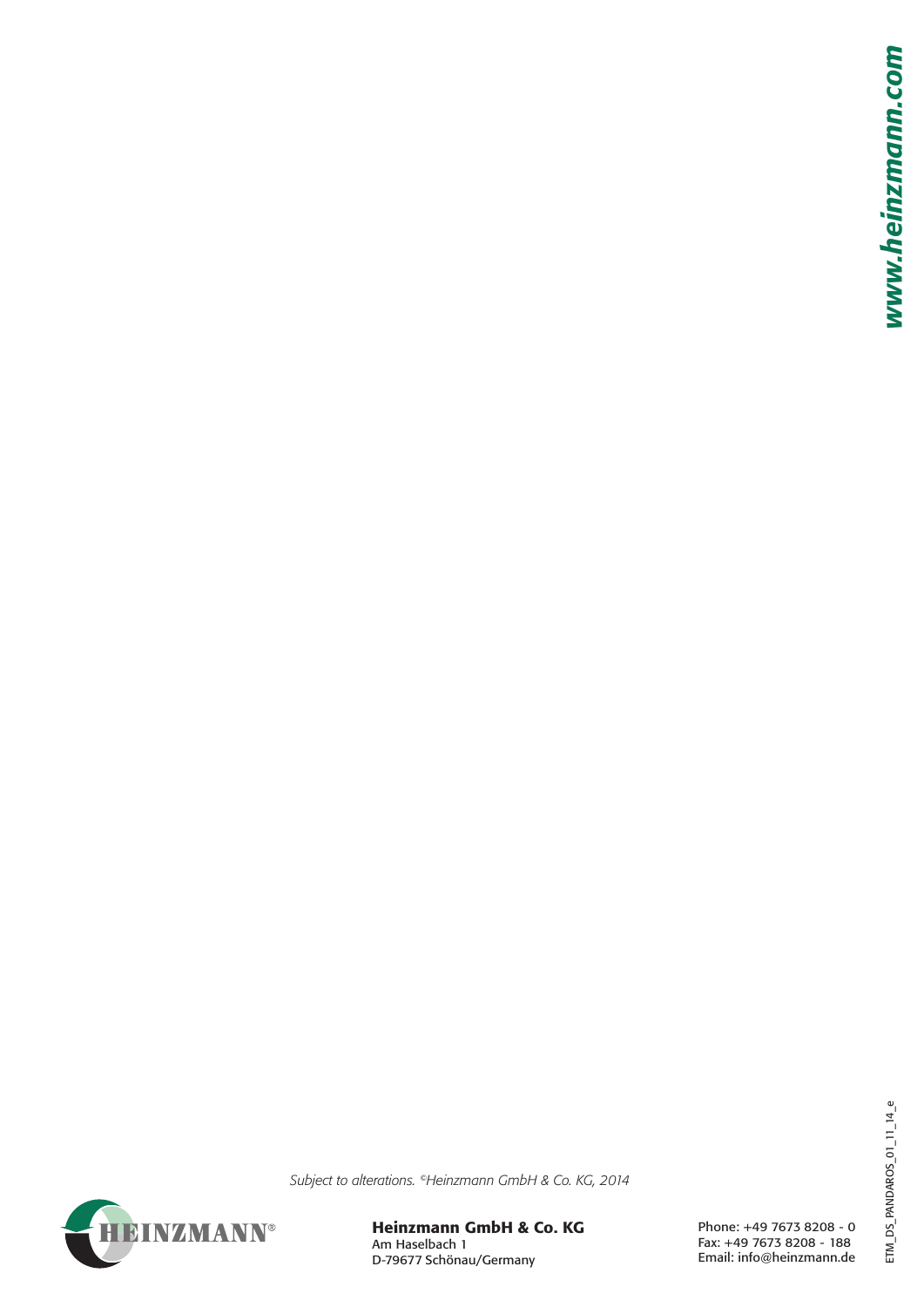www.heinzmann.com

*Subject to alterations. ©Heinzmann GmbH & Co. KG, 2014*

HEINZMANN®

**Heinzmann GmbH & Co. KG**
Am Haselbach 1
D-79677 Schönau/Germany

Phone: +49 7673 8208 - 0
Fax: +49 7673 8208 - 188
Email: info@heinzmann.de

ETM_DS_PANDAROS_01_11_14_e